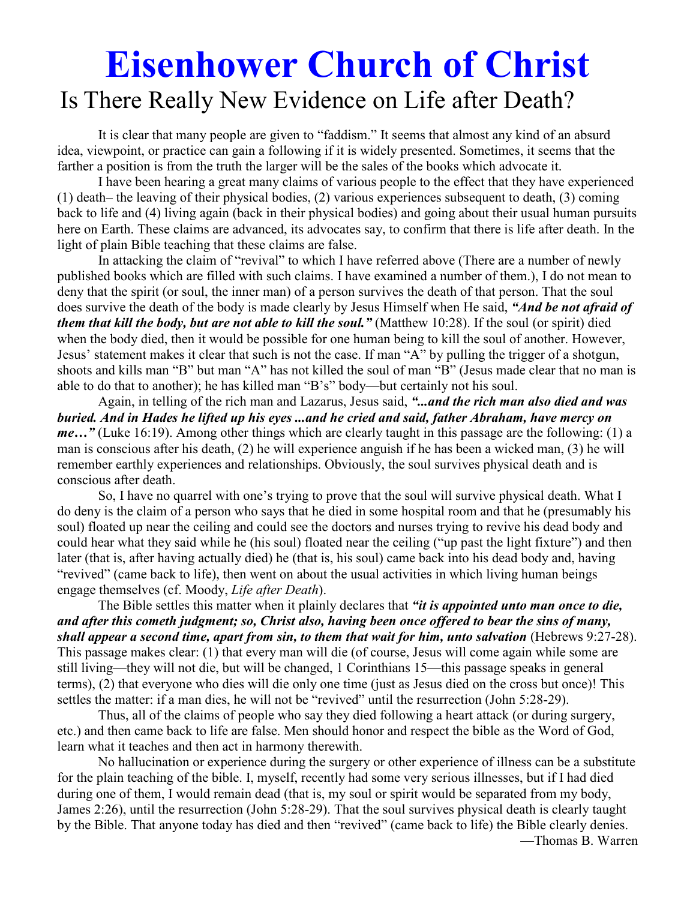# Eisenhower Church of Christ

## Is There Really New Evidence on Life after Death?

It is clear that many people are given to "faddism." It seems that almost any kind of an absurd idea, viewpoint, or practice can gain a following if it is widely presented. Sometimes, it seems that the farther a position is from the truth the larger will be the sales of the books which advocate it.

I have been hearing a great many claims of various people to the effect that they have experienced (1) death– the leaving of their physical bodies, (2) various experiences subsequent to death, (3) coming back to life and (4) living again (back in their physical bodies) and going about their usual human pursuits here on Earth. These claims are advanced, its advocates say, to confirm that there is life after death. In the light of plain Bible teaching that these claims are false.

In attacking the claim of "revival" to which I have referred above (There are a number of newly published books which are filled with such claims. I have examined a number of them.), I do not mean to deny that the spirit (or soul, the inner man) of a person survives the death of that person. That the soul does survive the death of the body is made clearly by Jesus Himself when He said, ***"And be not afraid of them that kill the body, but are not able to kill the soul."*** (Matthew 10:28). If the soul (or spirit) died when the body died, then it would be possible for one human being to kill the soul of another. However, Jesus' statement makes it clear that such is not the case. If man "A" by pulling the trigger of a shotgun, shoots and kills man "B" but man "A" has not killed the soul of man "B" (Jesus made clear that no man is able to do that to another); he has killed man "B's" body—but certainly not his soul.

Again, in telling of the rich man and Lazarus, Jesus said, ***"...and the rich man also died and was buried. And in Hades he lifted up his eyes ...and he cried and said, father Abraham, have mercy on me…"*** (Luke 16:19). Among other things which are clearly taught in this passage are the following: (1) a man is conscious after his death, (2) he will experience anguish if he has been a wicked man, (3) he will remember earthly experiences and relationships. Obviously, the soul survives physical death and is conscious after death.

So, I have no quarrel with one's trying to prove that the soul will survive physical death. What I do deny is the claim of a person who says that he died in some hospital room and that he (presumably his soul) floated up near the ceiling and could see the doctors and nurses trying to revive his dead body and could hear what they said while he (his soul) floated near the ceiling ("up past the light fixture") and then later (that is, after having actually died) he (that is, his soul) came back into his dead body and, having "revived" (came back to life), then went on about the usual activities in which living human beings engage themselves (cf. Moody, *Life after Death*).

The Bible settles this matter when it plainly declares that ***"it is appointed unto man once to die, and after this cometh judgment; so, Christ also, having been once offered to bear the sins of many, shall appear a second time, apart from sin, to them that wait for him, unto salvation*** (Hebrews 9:27-28). This passage makes clear: (1) that every man will die (of course, Jesus will come again while some are still living—they will not die, but will be changed, 1 Corinthians 15—this passage speaks in general terms), (2) that everyone who dies will die only one time (just as Jesus died on the cross but once)! This settles the matter: if a man dies, he will not be "revived" until the resurrection (John 5:28-29).

Thus, all of the claims of people who say they died following a heart attack (or during surgery, etc.) and then came back to life are false. Men should honor and respect the bible as the Word of God, learn what it teaches and then act in harmony therewith.

No hallucination or experience during the surgery or other experience of illness can be a substitute for the plain teaching of the bible. I, myself, recently had some very serious illnesses, but if I had died during one of them, I would remain dead (that is, my soul or spirit would be separated from my body, James 2:26), until the resurrection (John 5:28-29). That the soul survives physical death is clearly taught by the Bible. That anyone today has died and then "revived" (came back to life) the Bible clearly denies.

—Thomas B. Warren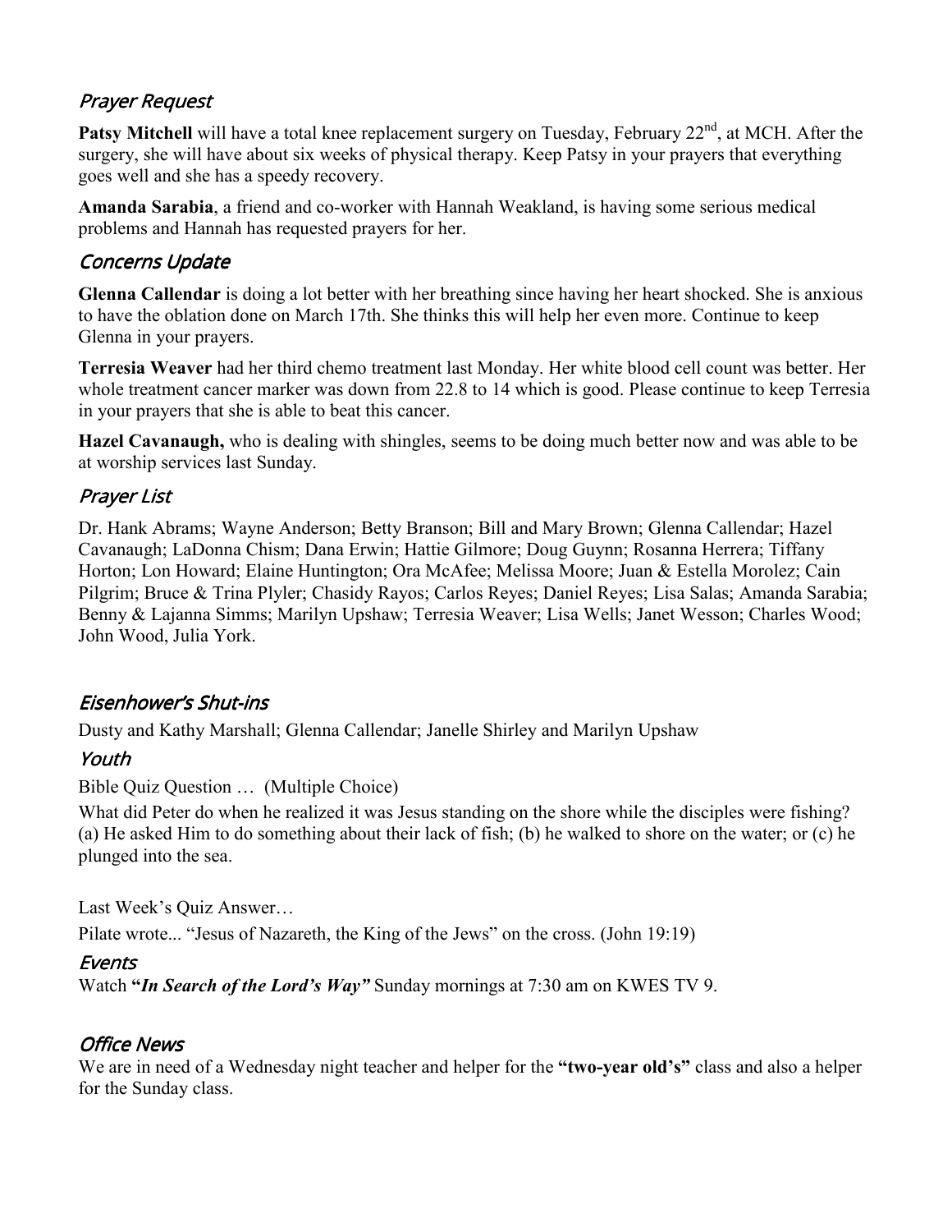## *Prayer Request*

**Patsy Mitchell** will have a total knee replacement surgery on Tuesday, February 22nd, at MCH. After the surgery, she will have about six weeks of physical therapy. Keep Patsy in your prayers that everything goes well and she has a speedy recovery.

**Amanda Sarabia**, a friend and co-worker with Hannah Weakland, is having some serious medical problems and Hannah has requested prayers for her.

## *Concerns Update*

**Glenna Callendar** is doing a lot better with her breathing since having her heart shocked. She is anxious to have the oblation done on March 17th. She thinks this will help her even more. Continue to keep Glenna in your prayers.

**Terresia Weaver** had her third chemo treatment last Monday. Her white blood cell count was better. Her whole treatment cancer marker was down from 22.8 to 14 which is good. Please continue to keep Terresia in your prayers that she is able to beat this cancer.

**Hazel Cavanaugh,** who is dealing with shingles, seems to be doing much better now and was able to be at worship services last Sunday.

## *Prayer List*

Dr. Hank Abrams; Wayne Anderson; Betty Branson; Bill and Mary Brown; Glenna Callendar; Hazel Cavanaugh; LaDonna Chism; Dana Erwin; Hattie Gilmore; Doug Guynn; Rosanna Herrera; Tiffany Horton; Lon Howard; Elaine Huntington; Ora McAfee; Melissa Moore; Juan & Estella Morolez; Cain Pilgrim; Bruce & Trina Plyler; Chasidy Rayos; Carlos Reyes; Daniel Reyes; Lisa Salas; Amanda Sarabia; Benny & Lajanna Simms; Marilyn Upshaw; Terresia Weaver; Lisa Wells; Janet Wesson; Charles Wood; John Wood, Julia York.

## *Eisenhower's Shut-ins*

Dusty and Kathy Marshall; Glenna Callendar; Janelle Shirley and Marilyn Upshaw

## *Youth*

Bible Quiz Question … (Multiple Choice)

What did Peter do when he realized it was Jesus standing on the shore while the disciples were fishing? (a) He asked Him to do something about their lack of fish; (b) he walked to shore on the water; or (c) he plunged into the sea.

Last Week's Quiz Answer…

Pilate wrote... "Jesus of Nazareth, the King of the Jews" on the cross. (John 19:19)

## *Events*

Watch **"*In Search of the Lord's Way"*** Sunday mornings at 7:30 am on KWES TV 9.

## *Office News*

We are in need of a Wednesday night teacher and helper for the **"two-year old's"** class and also a helper for the Sunday class.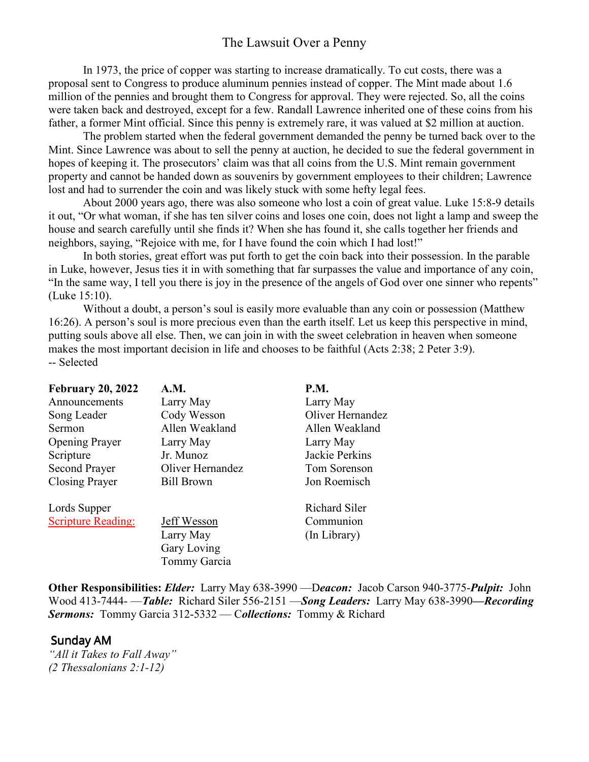# The Lawsuit Over a Penny

In 1973, the price of copper was starting to increase dramatically. To cut costs, there was a proposal sent to Congress to produce aluminum pennies instead of copper. The Mint made about 1.6 million of the pennies and brought them to Congress for approval. They were rejected. So, all the coins were taken back and destroyed, except for a few. Randall Lawrence inherited one of these coins from his father, a former Mint official. Since this penny is extremely rare, it was valued at $2 million at auction.

The problem started when the federal government demanded the penny be turned back over to the Mint. Since Lawrence was about to sell the penny at auction, he decided to sue the federal government in hopes of keeping it. The prosecutors' claim was that all coins from the U.S. Mint remain government property and cannot be handed down as souvenirs by government employees to their children; Lawrence lost and had to surrender the coin and was likely stuck with some hefty legal fees.

About 2000 years ago, there was also someone who lost a coin of great value. Luke 15:8-9 details it out, "Or what woman, if she has ten silver coins and loses one coin, does not light a lamp and sweep the house and search carefully until she finds it? When she has found it, she calls together her friends and neighbors, saying, "Rejoice with me, for I have found the coin which I had lost!"

In both stories, great effort was put forth to get the coin back into their possession. In the parable in Luke, however, Jesus ties it in with something that far surpasses the value and importance of any coin, "In the same way, I tell you there is joy in the presence of the angels of God over one sinner who repents" (Luke 15:10).

Without a doubt, a person's soul is easily more evaluable than any coin or possession (Matthew 16:26). A person's soul is more precious even than the earth itself. Let us keep this perspective in mind, putting souls above all else. Then, we can join in with the sweet celebration in heaven when someone makes the most important decision in life and chooses to be faithful (Acts 2:38; 2 Peter 3:9).
-- Selected

| **February 20, 2022** | **A.M.** | **P.M.** |
|---|---|---|
| Announcements | Larry May | Larry May |
| Song Leader | Cody Wesson | Oliver Hernandez |
| Sermon | Allen Weakland | Allen Weakland |
| Opening Prayer | Larry May | Larry May |
| Scripture | Jr. Munoz | Jackie Perkins |
| Second Prayer | Oliver Hernandez | Tom Sorenson |
| Closing Prayer | Bill Brown | Jon Roemisch |
| | | |
| Lords Supper | | Richard Siler |
| Scripture Reading: | Jeff Wesson | Communion |
| | Larry May | (In Library) |
| | Gary Loving | |
| | Tommy Garcia | |

**Other Responsibilities:** ***Elder:*** Larry May 638-3990 —D***eacon:*** Jacob Carson 940-3775-***Pulpit:*** John Wood 413-7444- —***Table:*** Richard Siler 556-2151 —***Song Leaders:*** Larry May 638-3990**—*Recording Sermons:*** Tommy Garcia 312-5332 — C***ollections:*** Tommy & Richard

## Sunday AM

*"All it Takes to Fall Away"*
*(2 Thessalonians 2:1-12)*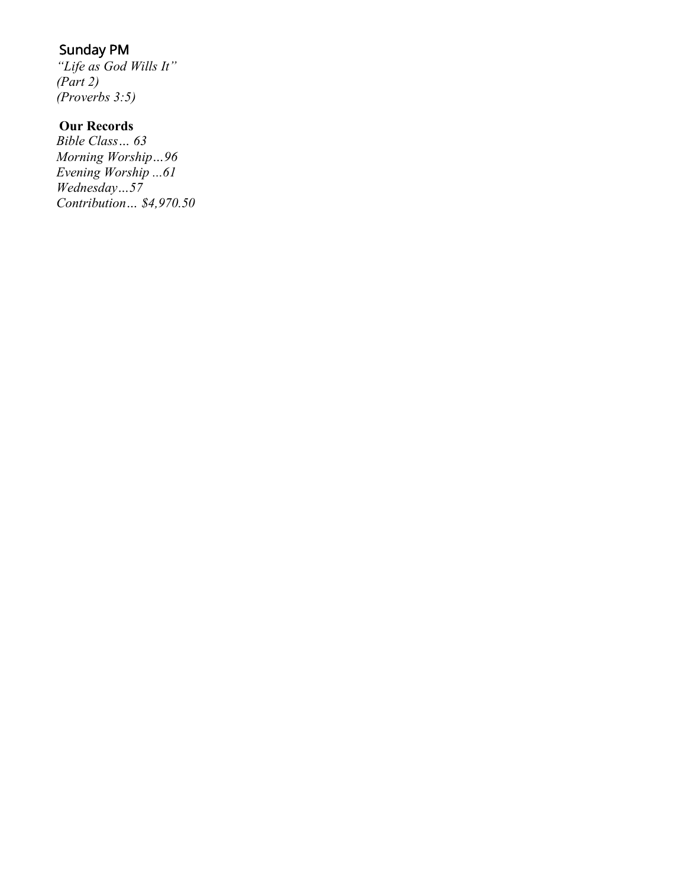## Sunday PM

*"Life as God Wills It"*
*(Part 2)*
*(Proverbs 3:5)*

**Our Records**

*Bible Class… 63*
*Morning Worship…96*
*Evening Worship ...61*
*Wednesday…57*
*Contribution… $4,970.50*